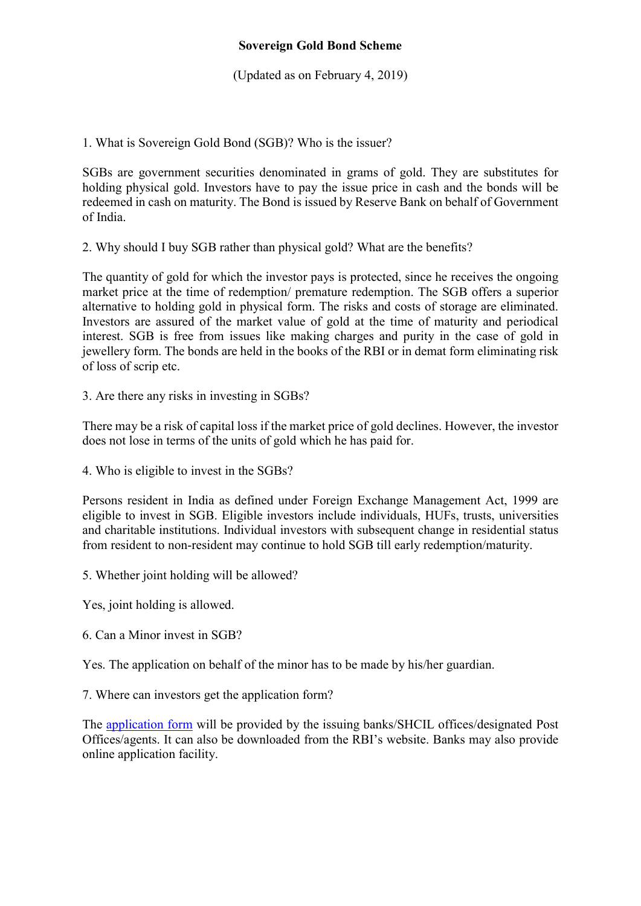# Sovereign Gold Bond Scheme

(Updated as on February 4, 2019)

1. What is Sovereign Gold Bond (SGB)? Who is the issuer?

SGBs are government securities denominated in grams of gold. They are substitutes for holding physical gold. Investors have to pay the issue price in cash and the bonds will be redeemed in cash on maturity. The Bond is issued by Reserve Bank on behalf of Government of India.

2. Why should I buy SGB rather than physical gold? What are the benefits?

The quantity of gold for which the investor pays is protected, since he receives the ongoing market price at the time of redemption/ premature redemption. The SGB offers a superior alternative to holding gold in physical form. The risks and costs of storage are eliminated. Investors are assured of the market value of gold at the time of maturity and periodical interest. SGB is free from issues like making charges and purity in the case of gold in jewellery form. The bonds are held in the books of the RBI or in demat form eliminating risk of loss of scrip etc.

3. Are there any risks in investing in SGBs?

There may be a risk of capital loss if the market price of gold declines. However, the investor does not lose in terms of the units of gold which he has paid for.

4. Who is eligible to invest in the SGBs?

Persons resident in India as defined under Foreign Exchange Management Act, 1999 are eligible to invest in SGB. Eligible investors include individuals, HUFs, trusts, universities and charitable institutions. Individual investors with subsequent change in residential status from resident to non-resident may continue to hold SGB till early redemption/maturity.

5. Whether joint holding will be allowed?

Yes, joint holding is allowed.

6. Can a Minor invest in SGB?

Yes. The application on behalf of the minor has to be made by his/her guardian.

7. Where can investors get the application form?

The application form will be provided by the issuing banks/SHCIL offices/designated Post Offices/agents. It can also be downloaded from the RBI's website. Banks may also provide online application facility.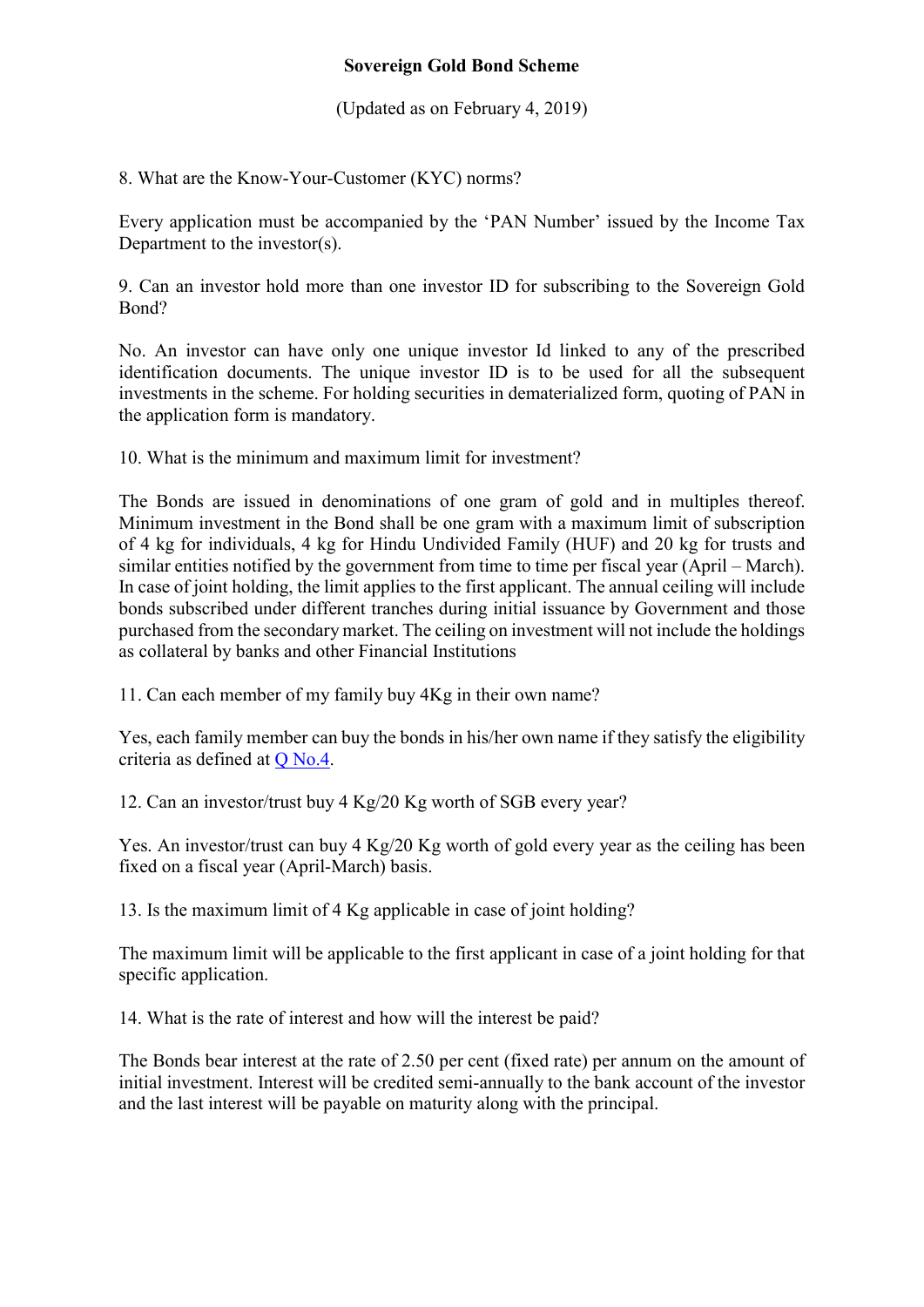**Sovereign Gold Bond Scheme**

(Updated as on February 4, 2019)

8. What are the Know-Your-Customer (KYC) norms?

Every application must be accompanied by the 'PAN Number' issued by the Income Tax Department to the investor(s).

9. Can an investor hold more than one investor ID for subscribing to the Sovereign Gold Bond?

No. An investor can have only one unique investor Id linked to any of the prescribed identification documents. The unique investor ID is to be used for all the subsequent investments in the scheme. For holding securities in dematerialized form, quoting of PAN in the application form is mandatory.

10. What is the minimum and maximum limit for investment?

The Bonds are issued in denominations of one gram of gold and in multiples thereof. Minimum investment in the Bond shall be one gram with a maximum limit of subscription of 4 kg for individuals, 4 kg for Hindu Undivided Family (HUF) and 20 kg for trusts and similar entities notified by the government from time to time per fiscal year (April – March). In case of joint holding, the limit applies to the first applicant. The annual ceiling will include bonds subscribed under different tranches during initial issuance by Government and those purchased from the secondary market. The ceiling on investment will not include the holdings as collateral by banks and other Financial Institutions

11. Can each member of my family buy 4Kg in their own name?

Yes, each family member can buy the bonds in his/her own name if they satisfy the eligibility criteria as defined at Q No.4.

12. Can an investor/trust buy 4 Kg/20 Kg worth of SGB every year?

Yes. An investor/trust can buy 4 Kg/20 Kg worth of gold every year as the ceiling has been fixed on a fiscal year (April-March) basis.

13. Is the maximum limit of 4 Kg applicable in case of joint holding?

The maximum limit will be applicable to the first applicant in case of a joint holding for that specific application.

14. What is the rate of interest and how will the interest be paid?

The Bonds bear interest at the rate of 2.50 per cent (fixed rate) per annum on the amount of initial investment. Interest will be credited semi-annually to the bank account of the investor and the last interest will be payable on maturity along with the principal.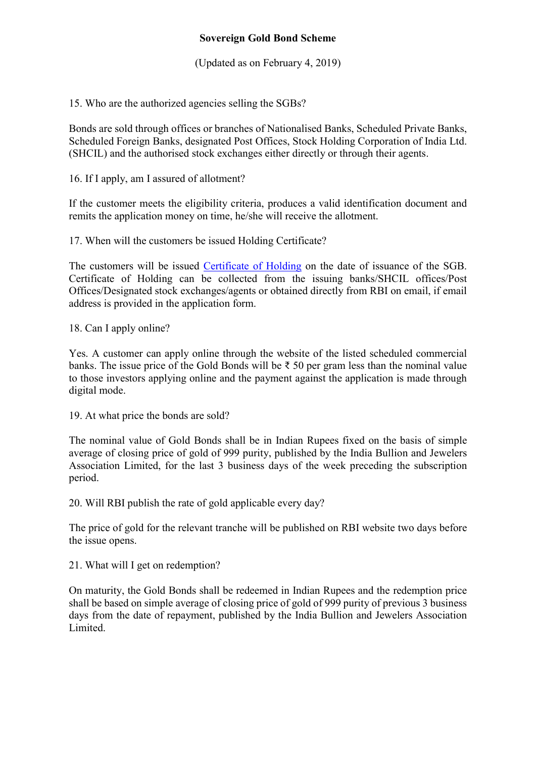**Sovereign Gold Bond Scheme**

(Updated as on February 4, 2019)

15. Who are the authorized agencies selling the SGBs?

Bonds are sold through offices or branches of Nationalised Banks, Scheduled Private Banks, Scheduled Foreign Banks, designated Post Offices, Stock Holding Corporation of India Ltd. (SHCIL) and the authorised stock exchanges either directly or through their agents.

16. If I apply, am I assured of allotment?

If the customer meets the eligibility criteria, produces a valid identification document and remits the application money on time, he/she will receive the allotment.

17. When will the customers be issued Holding Certificate?

The customers will be issued Certificate of Holding on the date of issuance of the SGB. Certificate of Holding can be collected from the issuing banks/SHCIL offices/Post Offices/Designated stock exchanges/agents or obtained directly from RBI on email, if email address is provided in the application form.

18. Can I apply online?

Yes. A customer can apply online through the website of the listed scheduled commercial banks. The issue price of the Gold Bonds will be ₹ 50 per gram less than the nominal value to those investors applying online and the payment against the application is made through digital mode.

19. At what price the bonds are sold?

The nominal value of Gold Bonds shall be in Indian Rupees fixed on the basis of simple average of closing price of gold of 999 purity, published by the India Bullion and Jewelers Association Limited, for the last 3 business days of the week preceding the subscription period.

20. Will RBI publish the rate of gold applicable every day?

The price of gold for the relevant tranche will be published on RBI website two days before the issue opens.

21. What will I get on redemption?

On maturity, the Gold Bonds shall be redeemed in Indian Rupees and the redemption price shall be based on simple average of closing price of gold of 999 purity of previous 3 business days from the date of repayment, published by the India Bullion and Jewelers Association Limited.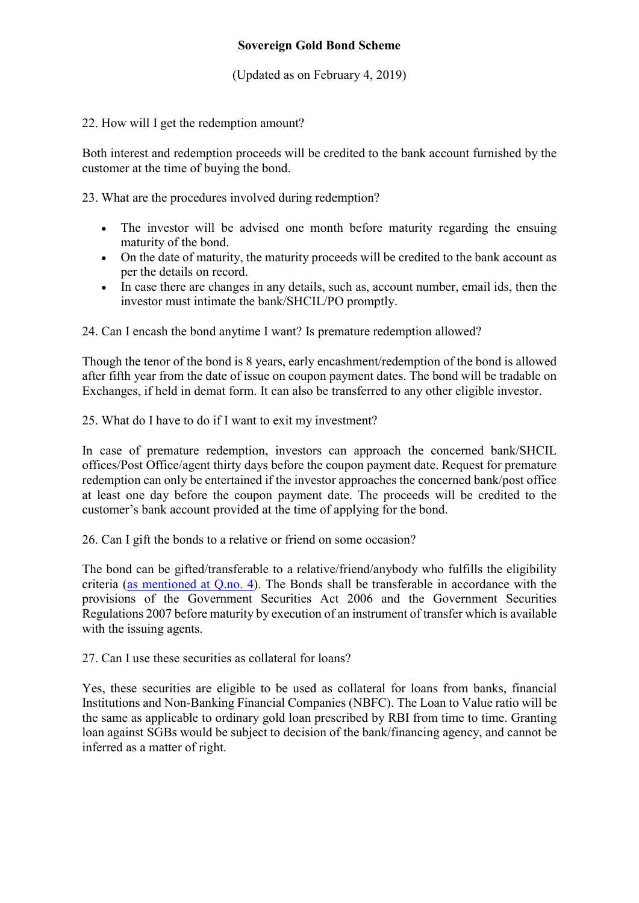**Sovereign Gold Bond Scheme**

(Updated as on February 4, 2019)

22. How will I get the redemption amount?

Both interest and redemption proceeds will be credited to the bank account furnished by the customer at the time of buying the bond.

23. What are the procedures involved during redemption?

- The investor will be advised one month before maturity regarding the ensuing maturity of the bond.
- On the date of maturity, the maturity proceeds will be credited to the bank account as per the details on record.
- In case there are changes in any details, such as, account number, email ids, then the investor must intimate the bank/SHCIL/PO promptly.

24. Can I encash the bond anytime I want? Is premature redemption allowed?

Though the tenor of the bond is 8 years, early encashment/redemption of the bond is allowed after fifth year from the date of issue on coupon payment dates. The bond will be tradable on Exchanges, if held in demat form. It can also be transferred to any other eligible investor.

25. What do I have to do if I want to exit my investment?

In case of premature redemption, investors can approach the concerned bank/SHCIL offices/Post Office/agent thirty days before the coupon payment date. Request for premature redemption can only be entertained if the investor approaches the concerned bank/post office at least one day before the coupon payment date. The proceeds will be credited to the customer's bank account provided at the time of applying for the bond.

26. Can I gift the bonds to a relative or friend on some occasion?

The bond can be gifted/transferable to a relative/friend/anybody who fulfills the eligibility criteria (as mentioned at Q.no. 4). The Bonds shall be transferable in accordance with the provisions of the Government Securities Act 2006 and the Government Securities Regulations 2007 before maturity by execution of an instrument of transfer which is available with the issuing agents.

27. Can I use these securities as collateral for loans?

Yes, these securities are eligible to be used as collateral for loans from banks, financial Institutions and Non-Banking Financial Companies (NBFC). The Loan to Value ratio will be the same as applicable to ordinary gold loan prescribed by RBI from time to time. Granting loan against SGBs would be subject to decision of the bank/financing agency, and cannot be inferred as a matter of right.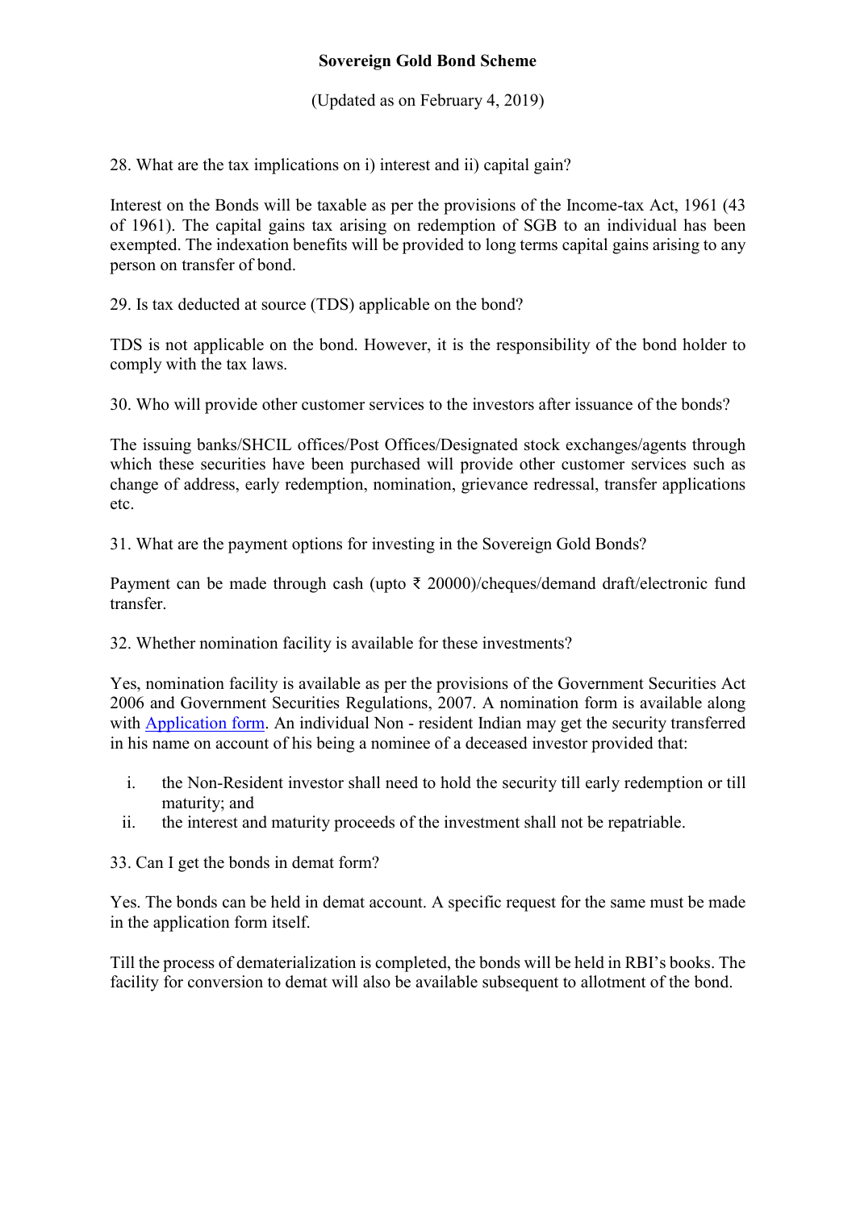**Sovereign Gold Bond Scheme**

(Updated as on February 4, 2019)

28. What are the tax implications on i) interest and ii) capital gain?

Interest on the Bonds will be taxable as per the provisions of the Income-tax Act, 1961 (43 of 1961). The capital gains tax arising on redemption of SGB to an individual has been exempted. The indexation benefits will be provided to long terms capital gains arising to any person on transfer of bond.

29. Is tax deducted at source (TDS) applicable on the bond?

TDS is not applicable on the bond. However, it is the responsibility of the bond holder to comply with the tax laws.

30. Who will provide other customer services to the investors after issuance of the bonds?

The issuing banks/SHCIL offices/Post Offices/Designated stock exchanges/agents through which these securities have been purchased will provide other customer services such as change of address, early redemption, nomination, grievance redressal, transfer applications etc.

31. What are the payment options for investing in the Sovereign Gold Bonds?

Payment can be made through cash (upto ₹ 20000)/cheques/demand draft/electronic fund transfer.

32. Whether nomination facility is available for these investments?

Yes, nomination facility is available as per the provisions of the Government Securities Act 2006 and Government Securities Regulations, 2007. A nomination form is available along with Application form. An individual Non - resident Indian may get the security transferred in his name on account of his being a nominee of a deceased investor provided that:

i. the Non-Resident investor shall need to hold the security till early redemption or till maturity; and
ii. the interest and maturity proceeds of the investment shall not be repatriable.

33. Can I get the bonds in demat form?

Yes. The bonds can be held in demat account. A specific request for the same must be made in the application form itself.

Till the process of dematerialization is completed, the bonds will be held in RBI's books. The facility for conversion to demat will also be available subsequent to allotment of the bond.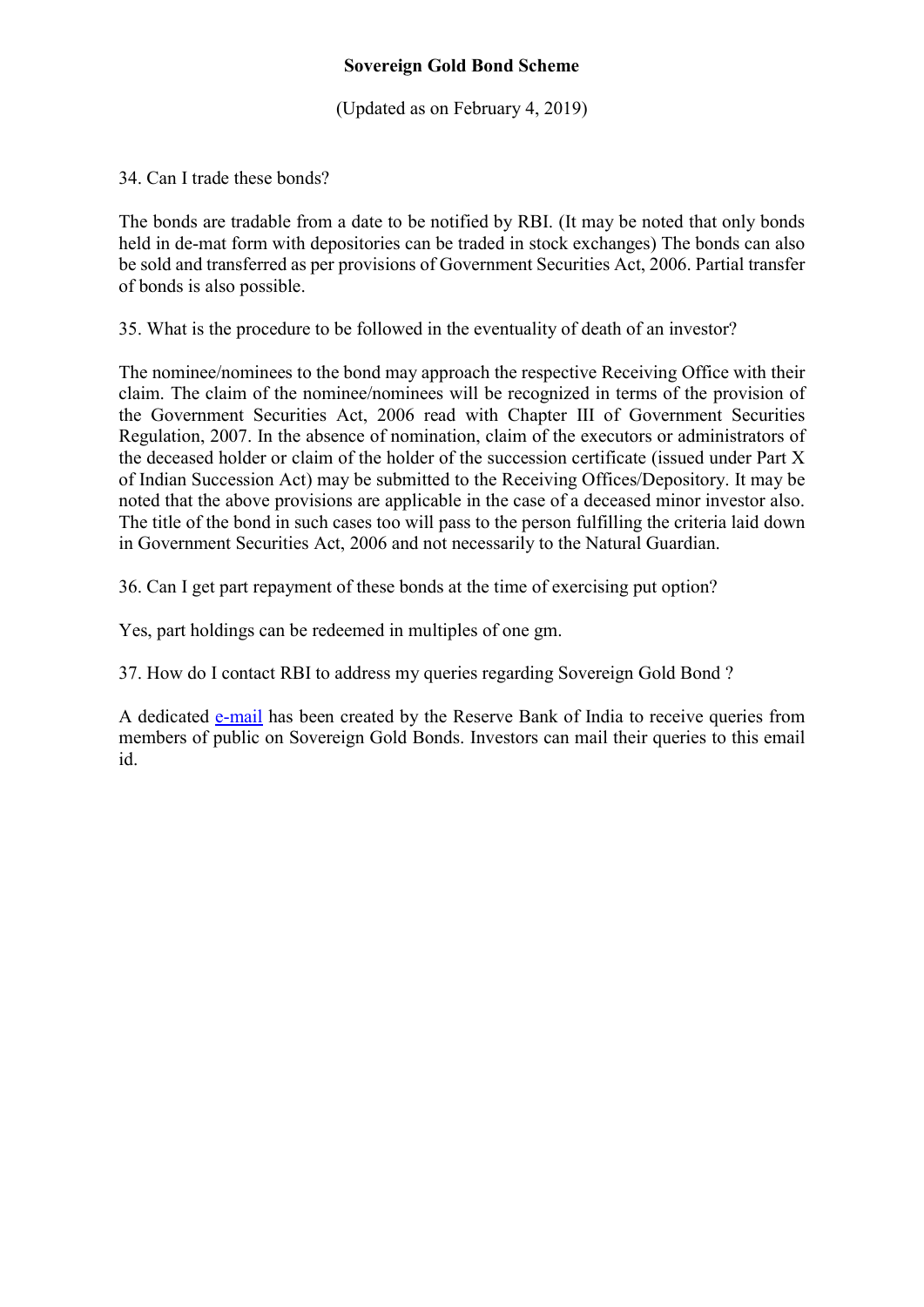**Sovereign Gold Bond Scheme**

(Updated as on February 4, 2019)

34. Can I trade these bonds?

The bonds are tradable from a date to be notified by RBI. (It may be noted that only bonds held in de-mat form with depositories can be traded in stock exchanges) The bonds can also be sold and transferred as per provisions of Government Securities Act, 2006. Partial transfer of bonds is also possible.

35. What is the procedure to be followed in the eventuality of death of an investor?

The nominee/nominees to the bond may approach the respective Receiving Office with their claim. The claim of the nominee/nominees will be recognized in terms of the provision of the Government Securities Act, 2006 read with Chapter III of Government Securities Regulation, 2007. In the absence of nomination, claim of the executors or administrators of the deceased holder or claim of the holder of the succession certificate (issued under Part X of Indian Succession Act) may be submitted to the Receiving Offices/Depository. It may be noted that the above provisions are applicable in the case of a deceased minor investor also. The title of the bond in such cases too will pass to the person fulfilling the criteria laid down in Government Securities Act, 2006 and not necessarily to the Natural Guardian.

36. Can I get part repayment of these bonds at the time of exercising put option?

Yes, part holdings can be redeemed in multiples of one gm.

37. How do I contact RBI to address my queries regarding Sovereign Gold Bond ?

A dedicated e-mail has been created by the Reserve Bank of India to receive queries from members of public on Sovereign Gold Bonds. Investors can mail their queries to this email id.